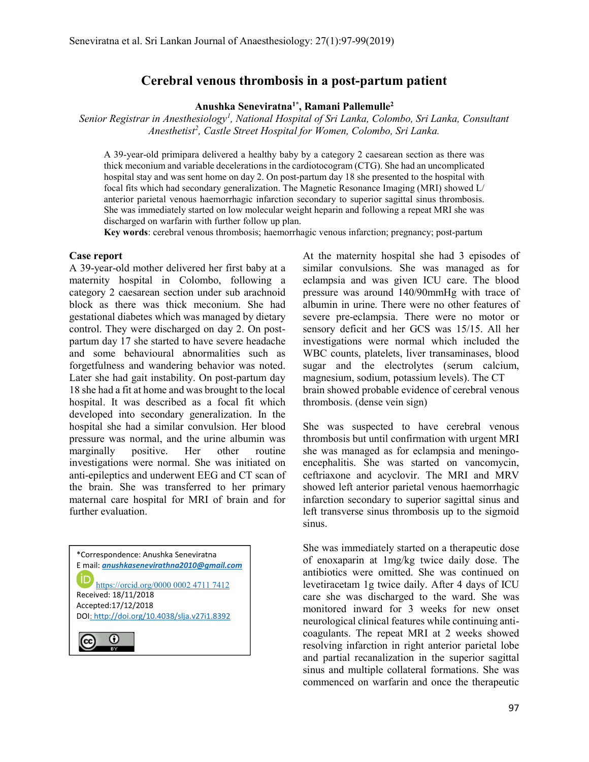# Cerebral venous thrombosis in a post-partum patient

**Anushka Seneviratna[1*], Ramani Pallemulle[2]**

*Senior Registrar in Anesthesiology[1], National Hospital of Sri Lanka, Colombo, Sri Lanka, Consultant Anesthetist[2], Castle Street Hospital for Women, Colombo, Sri Lanka.*

A 39-year-old primipara delivered a healthy baby by a category 2 caesarean section as there was thick meconium and variable decelerations in the cardiotocogram (CTG). She had an uncomplicated hospital stay and was sent home on day 2. On post-partum day 18 she presented to the hospital with focal fits which had secondary generalization. The Magnetic Resonance Imaging (MRI) showed L/ anterior parietal venous haemorrhagic infarction secondary to superior sagittal sinus thrombosis. She was immediately started on low molecular weight heparin and following a repeat MRI she was discharged on warfarin with further follow up plan.

**Key words**: cerebral venous thrombosis; haemorrhagic venous infarction; pregnancy; post-partum

## Case report

A 39-year-old mother delivered her first baby at a maternity hospital in Colombo, following a category 2 caesarean section under sub arachnoid block as there was thick meconium. She had gestational diabetes which was managed by dietary control. They were discharged on day 2. On post-partum day 17 she started to have severe headache and some behavioural abnormalities such as forgetfulness and wandering behavior was noted. Later she had gait instability. On post-partum day 18 she had a fit at home and was brought to the local hospital. It was described as a focal fit which developed into secondary generalization. In the hospital she had a similar convulsion. Her blood pressure was normal, and the urine albumin was marginally positive. Her other routine investigations were normal. She was initiated on anti-epileptics and underwent EEG and CT scan of the brain. She was transferred to her primary maternal care hospital for MRI of brain and for further evaluation.

At the maternity hospital she had 3 episodes of similar convulsions. She was managed as for eclampsia and was given ICU care. The blood pressure was around 140/90mmHg with trace of albumin in urine. There were no other features of severe pre-eclampsia. There were no motor or sensory deficit and her GCS was 15/15. All her investigations were normal which included the WBC counts, platelets, liver transaminases, blood sugar and the electrolytes (serum calcium, magnesium, sodium, potassium levels). The CT brain showed probable evidence of cerebral venous thrombosis. (dense vein sign)

She was suspected to have cerebral venous thrombosis but until confirmation with urgent MRI she was managed as for eclampsia and meningo-encephalitis. She was started on vancomycin, ceftriaxone and acyclovir. The MRI and MRV showed left anterior parietal venous haemorrhagic infarction secondary to superior sagittal sinus and left transverse sinus thrombosis up to the sigmoid sinus.

She was immediately started on a therapeutic dose of enoxaparin at 1mg/kg twice daily dose. The antibiotics were omitted. She was continued on levetiracetam 1g twice daily. After 4 days of ICU care she was discharged to the ward. She was monitored inward for 3 weeks for new onset neurological clinical features while continuing anti-coagulants. The repeat MRI at 2 weeks showed resolving infarction in right anterior parietal lobe and partial recanalization in the superior sagittal sinus and multiple collateral formations. She was commenced on warfarin and once the therapeutic

*Correspondence: Anushka Seneviratna
E mail: ***anushkasenevirathna2010@gmail.com***
https://orcid.org/0000 0002 4711 7412
Received: 18/11/2018
Accepted:17/12/2018
DOI: http://doi.org/10.4038/slja.v27i1.8392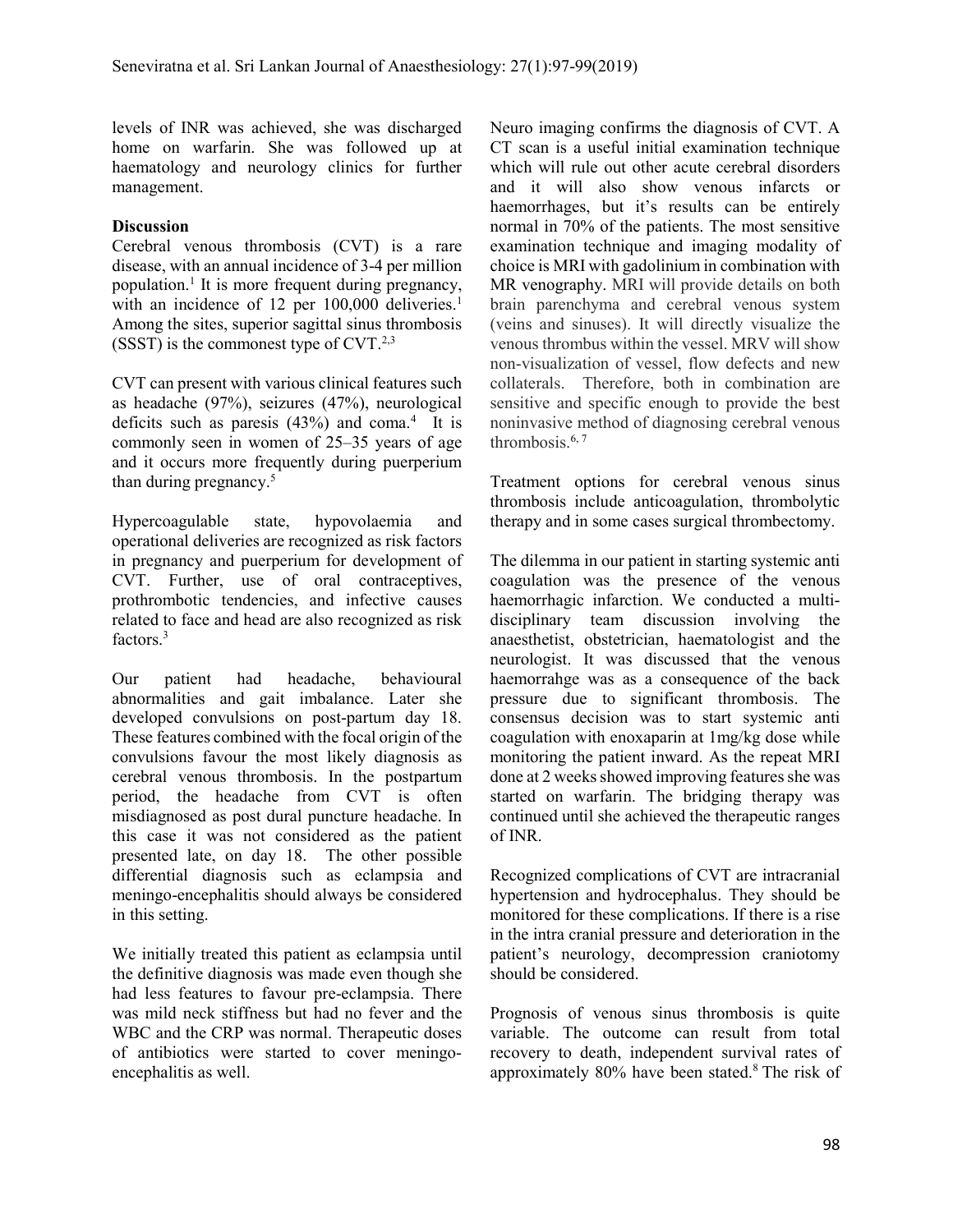levels of INR was achieved, she was discharged home on warfarin. She was followed up at haematology and neurology clinics for further management.

## Discussion

Cerebral venous thrombosis (CVT) is a rare disease, with an annual incidence of 3-4 per million population.[1] It is more frequent during pregnancy, with an incidence of 12 per 100,000 deliveries.[1] Among the sites, superior sagittal sinus thrombosis (SSST) is the commonest type of CVT.[2,3]

CVT can present with various clinical features such as headache (97%), seizures (47%), neurological deficits such as paresis (43%) and coma.[4] It is commonly seen in women of 25–35 years of age and it occurs more frequently during puerperium than during pregnancy.[5]

Hypercoagulable state, hypovolaemia and operational deliveries are recognized as risk factors in pregnancy and puerperium for development of CVT. Further, use of oral contraceptives, prothrombotic tendencies, and infective causes related to face and head are also recognized as risk factors.[3]

Our patient had headache, behavioural abnormalities and gait imbalance. Later she developed convulsions on post-partum day 18. These features combined with the focal origin of the convulsions favour the most likely diagnosis as cerebral venous thrombosis. In the postpartum period, the headache from CVT is often misdiagnosed as post dural puncture headache. In this case it was not considered as the patient presented late, on day 18. The other possible differential diagnosis such as eclampsia and meningo-encephalitis should always be considered in this setting.

We initially treated this patient as eclampsia until the definitive diagnosis was made even though she had less features to favour pre-eclampsia. There was mild neck stiffness but had no fever and the WBC and the CRP was normal. Therapeutic doses of antibiotics were started to cover meningo-encephalitis as well.

Neuro imaging confirms the diagnosis of CVT. A CT scan is a useful initial examination technique which will rule out other acute cerebral disorders and it will also show venous infarcts or haemorrhages, but it's results can be entirely normal in 70% of the patients. The most sensitive examination technique and imaging modality of choice is MRI with gadolinium in combination with MR venography. MRI will provide details on both brain parenchyma and cerebral venous system (veins and sinuses). It will directly visualize the venous thrombus within the vessel. MRV will show non-visualization of vessel, flow defects and new collaterals. Therefore, both in combination are sensitive and specific enough to provide the best noninvasive method of diagnosing cerebral venous thrombosis.[6, 7]

Treatment options for cerebral venous sinus thrombosis include anticoagulation, thrombolytic therapy and in some cases surgical thrombectomy.

The dilemma in our patient in starting systemic anti coagulation was the presence of the venous haemorrhagic infarction. We conducted a multi-disciplinary team discussion involving the anaesthetist, obstetrician, haematologist and the neurologist. It was discussed that the venous haemorrahge was as a consequence of the back pressure due to significant thrombosis. The consensus decision was to start systemic anti coagulation with enoxaparin at 1mg/kg dose while monitoring the patient inward. As the repeat MRI done at 2 weeks showed improving features she was started on warfarin. The bridging therapy was continued until she achieved the therapeutic ranges of INR.

Recognized complications of CVT are intracranial hypertension and hydrocephalus. They should be monitored for these complications. If there is a rise in the intra cranial pressure and deterioration in the patient's neurology, decompression craniotomy should be considered.

Prognosis of venous sinus thrombosis is quite variable. The outcome can result from total recovery to death, independent survival rates of approximately 80% have been stated.[8] The risk of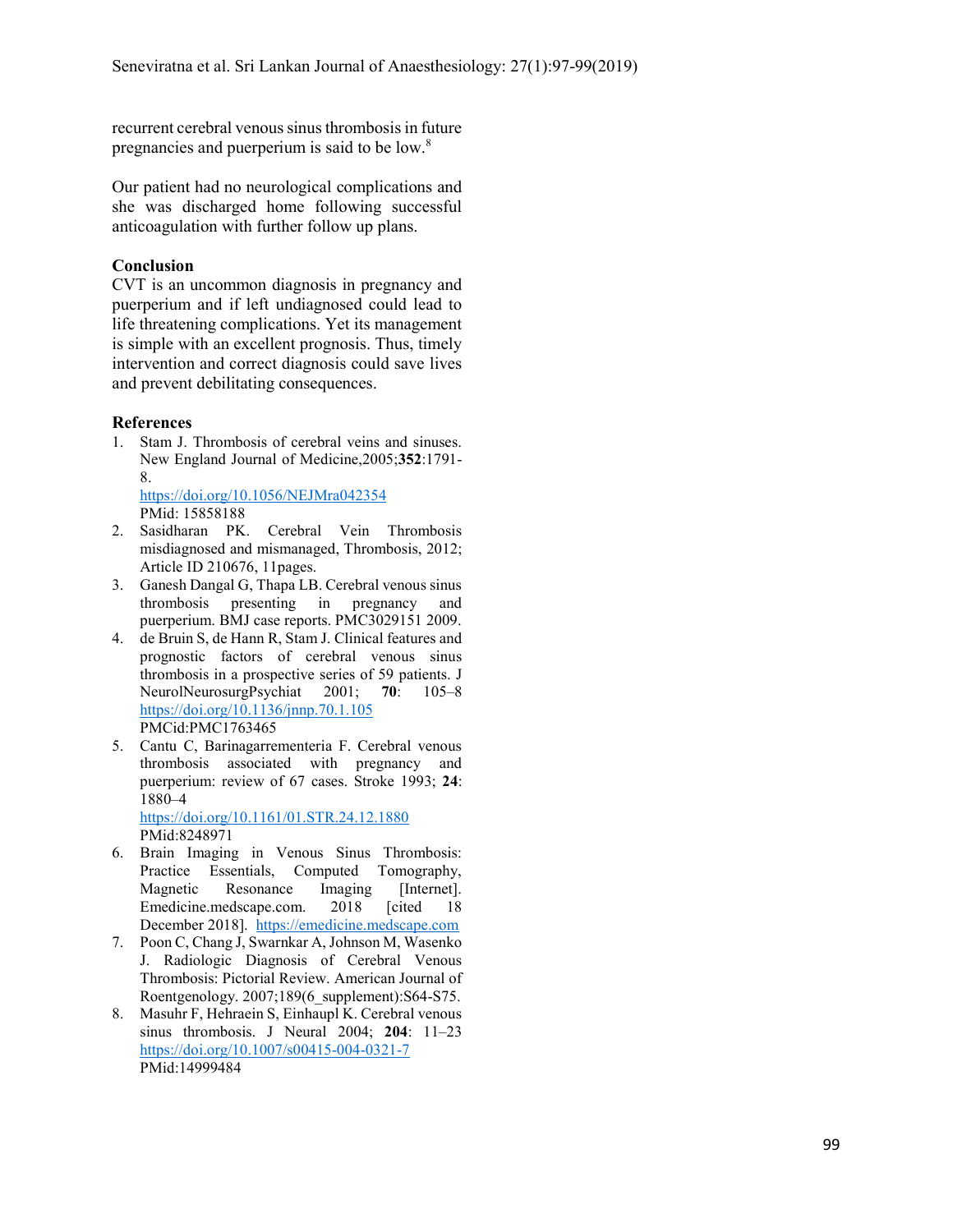recurrent cerebral venous sinus thrombosis in future pregnancies and puerperium is said to be low.[8]

Our patient had no neurological complications and she was discharged home following successful anticoagulation with further follow up plans.

## Conclusion

CVT is an uncommon diagnosis in pregnancy and puerperium and if left undiagnosed could lead to life threatening complications. Yet its management is simple with an excellent prognosis. Thus, timely intervention and correct diagnosis could save lives and prevent debilitating consequences.

## References

1. Stam J. Thrombosis of cerebral veins and sinuses. New England Journal of Medicine,2005;**352**:1791-8.
   https://doi.org/10.1056/NEJMra042354
   PMid: 15858188
2. Sasidharan PK. Cerebral Vein Thrombosis misdiagnosed and mismanaged, Thrombosis, 2012; Article ID 210676, 11pages.
3. Ganesh Dangal G, Thapa LB. Cerebral venous sinus thrombosis presenting in pregnancy and puerperium. BMJ case reports. PMC3029151 2009.
4. de Bruin S, de Hann R, Stam J. Clinical features and prognostic factors of cerebral venous sinus thrombosis in a prospective series of 59 patients. J NeurolNeurosurgPsychiat 2001; **70**: 105–8
   https://doi.org/10.1136/jnnp.70.1.105
   PMCid:PMC1763465
5. Cantu C, Barinagarrementeria F. Cerebral venous thrombosis associated with pregnancy and puerperium: review of 67 cases. Stroke 1993; **24**: 1880–4
   https://doi.org/10.1161/01.STR.24.12.1880
   PMid:8248971
6. Brain Imaging in Venous Sinus Thrombosis: Practice Essentials, Computed Tomography, Magnetic Resonance Imaging [Internet]. Emedicine.medscape.com. 2018 [cited 18 December 2018]. https://emedicine.medscape.com
7. Poon C, Chang J, Swarnkar A, Johnson M, Wasenko J. Radiologic Diagnosis of Cerebral Venous Thrombosis: Pictorial Review. American Journal of Roentgenology. 2007;189(6_supplement):S64-S75.
8. Masuhr F, Hehraein S, Einhaupl K. Cerebral venous sinus thrombosis. J Neural 2004; **204**: 11–23
   https://doi.org/10.1007/s00415-004-0321-7
   PMid:14999484